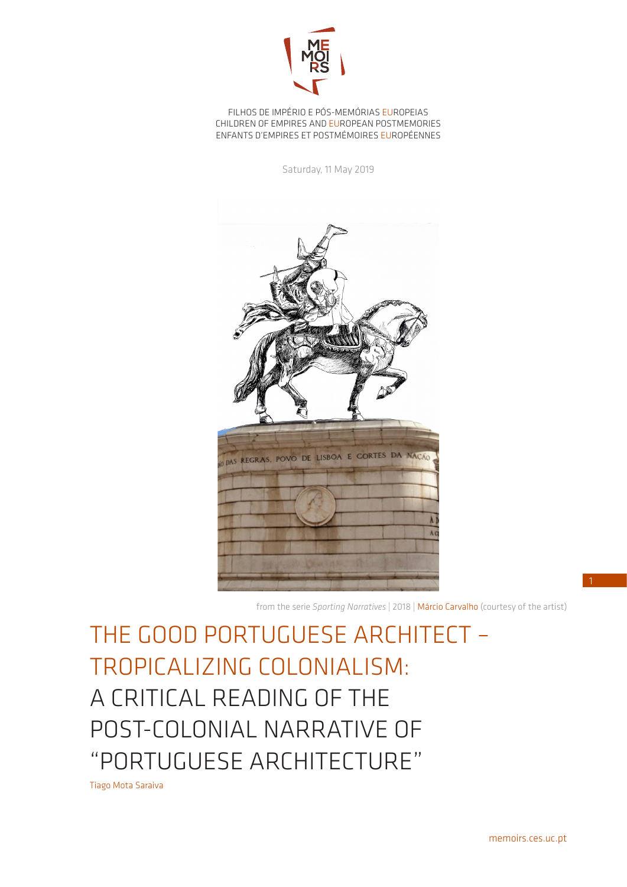FILHOS DE IMPÉRIO E PÓS-MEMÓRIAS EUROPEIAS
CHILDREN OF EMPIRES AND EUROPEAN POSTMEMORIES
ENFANTS D'EMPIRES ET POSTMÉMOIRES EUROPÉENNES

Saturday, 11 May 2019

from the serie *Sporting Narratives* | 2018 | Márcio Carvalho (courtesy of the artist)

# THE GOOD PORTUGUESE ARCHITECT – TROPICALIZING COLONIALISM: A CRITICAL READING OF THE POST-COLONIAL NARRATIVE OF "PORTUGUESE ARCHITECTURE"

Tiago Mota Saraiva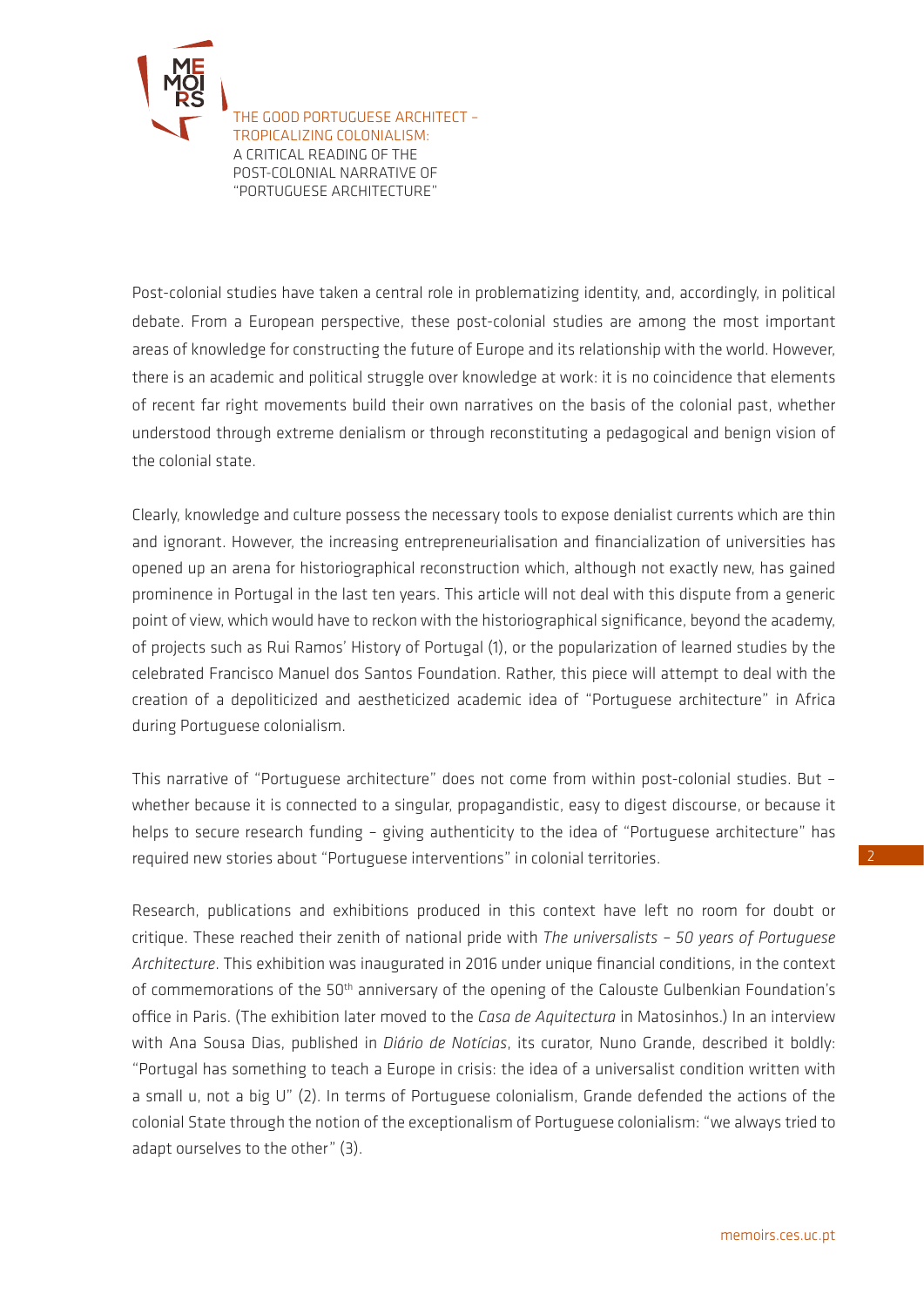Post-colonial studies have taken a central role in problematizing identity, and, accordingly, in political debate. From a European perspective, these post-colonial studies are among the most important areas of knowledge for constructing the future of Europe and its relationship with the world. However, there is an academic and political struggle over knowledge at work: it is no coincidence that elements of recent far right movements build their own narratives on the basis of the colonial past, whether understood through extreme denialism or through reconstituting a pedagogical and benign vision of the colonial state.

Clearly, knowledge and culture possess the necessary tools to expose denialist currents which are thin and ignorant. However, the increasing entrepreneurialisation and financialization of universities has opened up an arena for historiographical reconstruction which, although not exactly new, has gained prominence in Portugal in the last ten years. This article will not deal with this dispute from a generic point of view, which would have to reckon with the historiographical significance, beyond the academy, of projects such as Rui Ramos' History of Portugal (1), or the popularization of learned studies by the celebrated Francisco Manuel dos Santos Foundation. Rather, this piece will attempt to deal with the creation of a depoliticized and aestheticized academic idea of "Portuguese architecture" in Africa during Portuguese colonialism.

This narrative of "Portuguese architecture" does not come from within post-colonial studies. But – whether because it is connected to a singular, propagandistic, easy to digest discourse, or because it helps to secure research funding – giving authenticity to the idea of "Portuguese architecture" has required new stories about "Portuguese interventions" in colonial territories.

Research, publications and exhibitions produced in this context have left no room for doubt or critique. These reached their zenith of national pride with *The universalists – 50 years of Portuguese Architecture*. This exhibition was inaugurated in 2016 under unique financial conditions, in the context of commemorations of the 50th anniversary of the opening of the Calouste Gulbenkian Foundation's office in Paris. (The exhibition later moved to the *Casa de Aquitectura* in Matosinhos.) In an interview with Ana Sousa Dias, published in *Diário de Notícias*, its curator, Nuno Grande, described it boldly: "Portugal has something to teach a Europe in crisis: the idea of a universalist condition written with a small u, not a big U" (2). In terms of Portuguese colonialism, Grande defended the actions of the colonial State through the notion of the exceptionalism of Portuguese colonialism: "we always tried to adapt ourselves to the other" (3).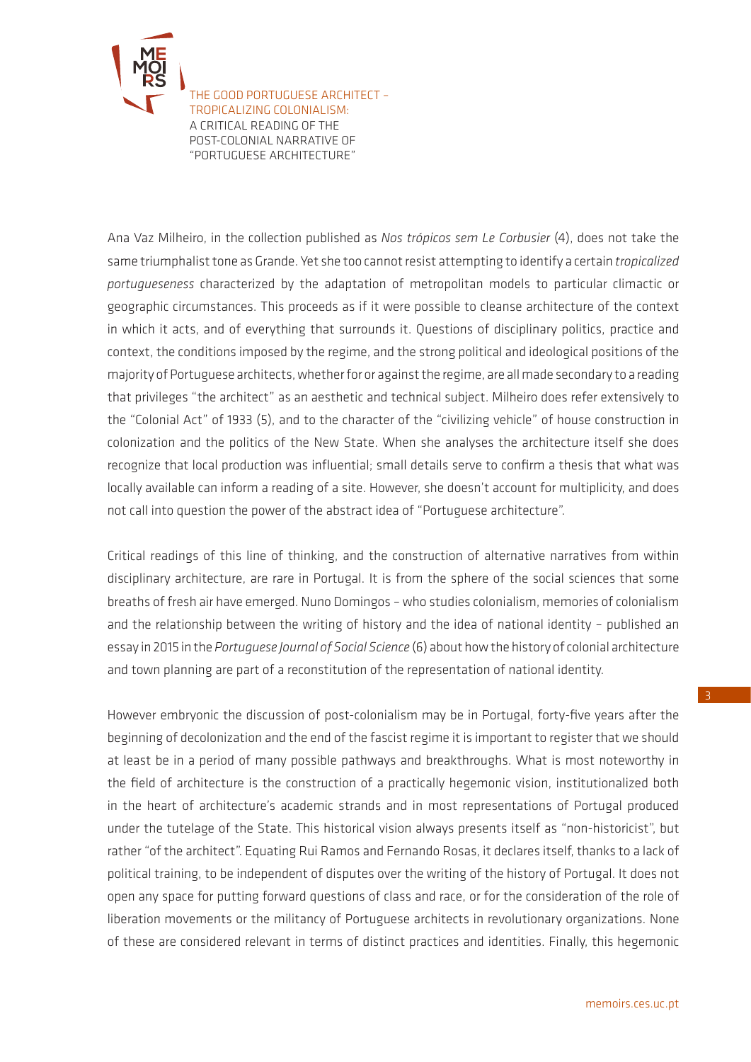Ana Vaz Milheiro, in the collection published as *Nos trópicos sem Le Corbusier* (4), does not take the same triumphalist tone as Grande. Yet she too cannot resist attempting to identify a certain *tropicalized portugueseness* characterized by the adaptation of metropolitan models to particular climactic or geographic circumstances. This proceeds as if it were possible to cleanse architecture of the context in which it acts, and of everything that surrounds it. Questions of disciplinary politics, practice and context, the conditions imposed by the regime, and the strong political and ideological positions of the majority of Portuguese architects, whether for or against the regime, are all made secondary to a reading that privileges "the architect" as an aesthetic and technical subject. Milheiro does refer extensively to the "Colonial Act" of 1933 (5), and to the character of the "civilizing vehicle" of house construction in colonization and the politics of the New State. When she analyses the architecture itself she does recognize that local production was influential; small details serve to confirm a thesis that what was locally available can inform a reading of a site. However, she doesn't account for multiplicity, and does not call into question the power of the abstract idea of "Portuguese architecture".

Critical readings of this line of thinking, and the construction of alternative narratives from within disciplinary architecture, are rare in Portugal. It is from the sphere of the social sciences that some breaths of fresh air have emerged. Nuno Domingos – who studies colonialism, memories of colonialism and the relationship between the writing of history and the idea of national identity – published an essay in 2015 in the *Portuguese Journal of Social Science* (6) about how the history of colonial architecture and town planning are part of a reconstitution of the representation of national identity.

However embryonic the discussion of post-colonialism may be in Portugal, forty-five years after the beginning of decolonization and the end of the fascist regime it is important to register that we should at least be in a period of many possible pathways and breakthroughs. What is most noteworthy in the field of architecture is the construction of a practically hegemonic vision, institutionalized both in the heart of architecture's academic strands and in most representations of Portugal produced under the tutelage of the State. This historical vision always presents itself as "non-historicist", but rather "of the architect". Equating Rui Ramos and Fernando Rosas, it declares itself, thanks to a lack of political training, to be independent of disputes over the writing of the history of Portugal. It does not open any space for putting forward questions of class and race, or for the consideration of the role of liberation movements or the militancy of Portuguese architects in revolutionary organizations. None of these are considered relevant in terms of distinct practices and identities. Finally, this hegemonic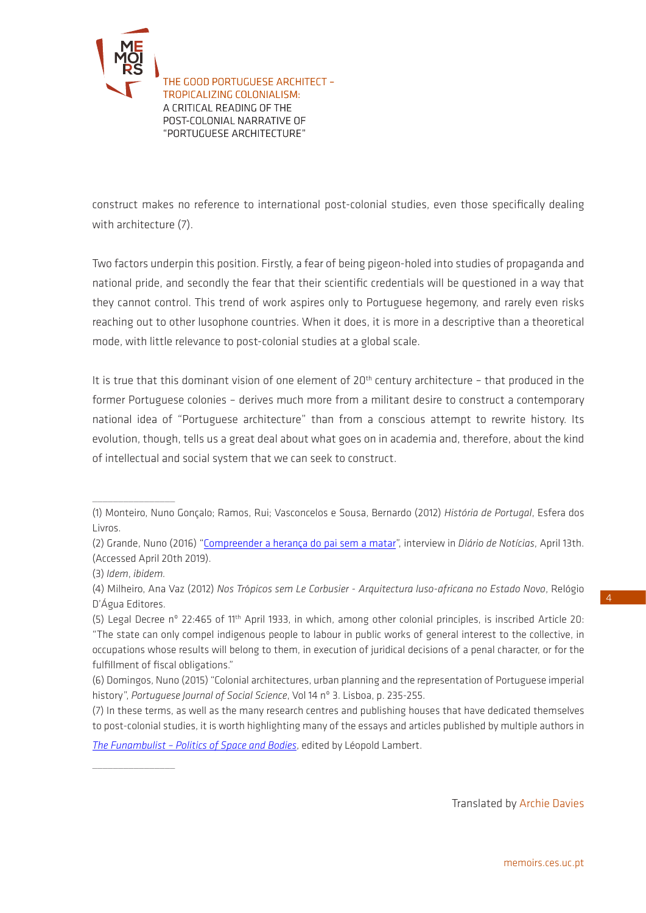construct makes no reference to international post-colonial studies, even those specifically dealing with architecture (7).

Two factors underpin this position. Firstly, a fear of being pigeon-holed into studies of propaganda and national pride, and secondly the fear that their scientific credentials will be questioned in a way that they cannot control. This trend of work aspires only to Portuguese hegemony, and rarely even risks reaching out to other lusophone countries. When it does, it is more in a descriptive than a theoretical mode, with little relevance to post-colonial studies at a global scale.

It is true that this dominant vision of one element of 20th century architecture – that produced in the former Portuguese colonies – derives much more from a militant desire to construct a contemporary national idea of "Portuguese architecture" than from a conscious attempt to rewrite history. Its evolution, though, tells us a great deal about what goes on in academia and, therefore, about the kind of intellectual and social system that we can seek to construct.

---

(1) Monteiro, Nuno Gonçalo; Ramos, Rui; Vasconcelos e Sousa, Bernardo (2012) *História de Portugal*, Esfera dos Livros.

(2) Grande, Nuno (2016) "Compreender a herança do pai sem a matar", interview in *Diário de Notícias*, April 13th. (Accessed April 20th 2019).

(3) *Idem*, *ibidem*.

(4) Milheiro, Ana Vaz (2012) *Nos Trópicos sem Le Corbusier - Arquitectura luso-africana no Estado Novo*, Relógio D'Água Editores.

(5) Legal Decree nº 22:465 of 11th April 1933, in which, among other colonial principles, is inscribed Article 20: "The state can only compel indigenous people to labour in public works of general interest to the collective, in occupations whose results will belong to them, in execution of juridical decisions of a penal character, or for the fulfillment of fiscal obligations."

(6) Domingos, Nuno (2015) "Colonial architectures, urban planning and the representation of Portuguese imperial history", *Portuguese Journal of Social Science*, Vol 14 nº 3. Lisboa, p. 235-255.

(7) In these terms, as well as the many research centres and publishing houses that have dedicated themselves to post-colonial studies, it is worth highlighting many of the essays and articles published by multiple authors in *The Funambulist – Politics of Space and Bodies*, edited by Léopold Lambert.

---

Translated by Archie Davies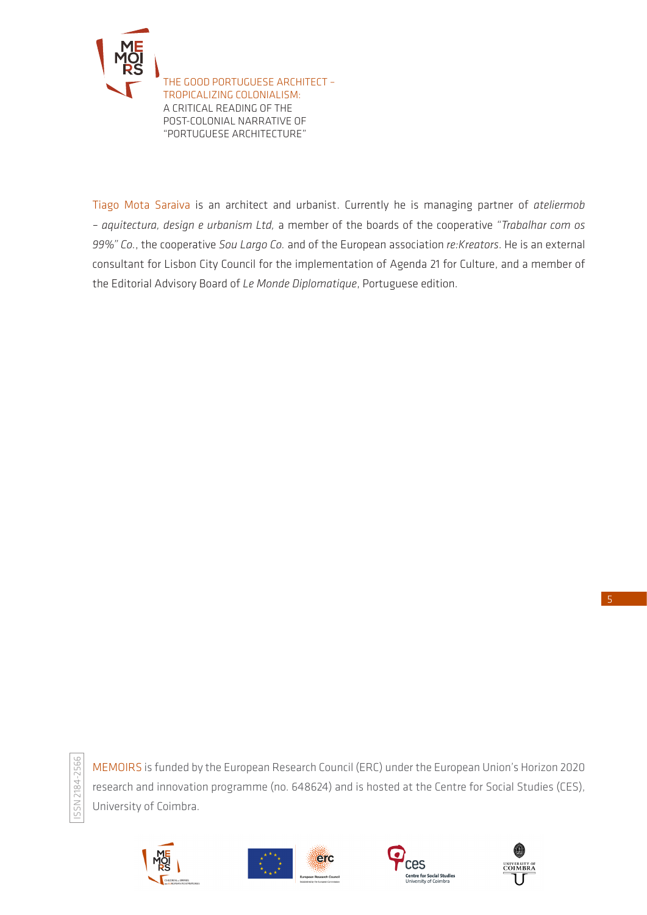Tiago Mota Saraiva is an architect and urbanist. Currently he is managing partner of *ateliermob – aquitectura, design e urbanism Ltd,* a member of the boards of the cooperative *"Trabalhar com os 99%" Co.*, the cooperative *Sou Largo Co.* and of the European association *re:Kreators*. He is an external consultant for Lisbon City Council for the implementation of Agenda 21 for Culture, and a member of the Editorial Advisory Board of *Le Monde Diplomatique*, Portuguese edition.

MEMOIRS is funded by the European Research Council (ERC) under the European Union's Horizon 2020 research and innovation programme (no. 648624) and is hosted at the Centre for Social Studies (CES), University of Coimbra.